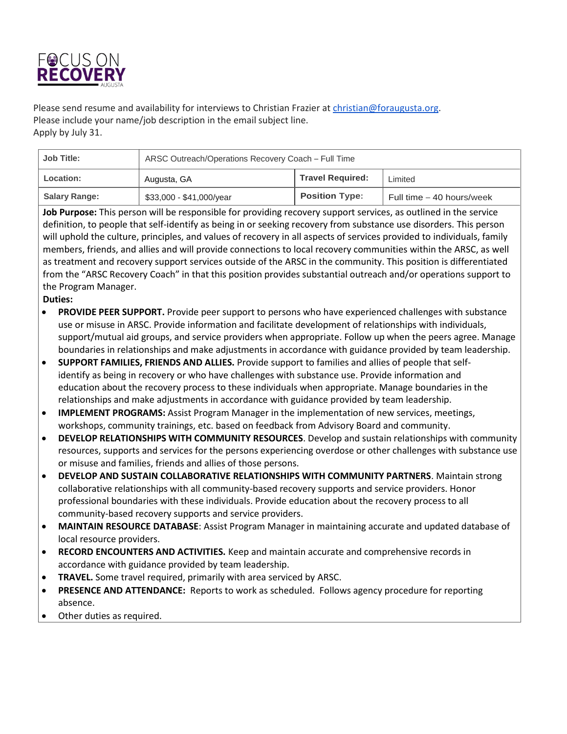FOCUS ON RECOVERY AUGUSTA

Please send resume and availability for interviews to Christian Frazier at christian@foraugusta.org.
Please include your name/job description in the email subject line.
Apply by July 31.

| Job Title: | ARSC Outreach/Operations Recovery Coach – Full Time | | |
|---|---|---|---|
| Location: | Augusta, GA | Travel Required: | Limited |
| Salary Range: | $33,000 - $41,000/year | Position Type: | Full time – 40 hours/week |

**Job Purpose:** This person will be responsible for providing recovery support services, as outlined in the service definition, to people that self-identify as being in or seeking recovery from substance use disorders. This person will uphold the culture, principles, and values of recovery in all aspects of services provided to individuals, family members, friends, and allies and will provide connections to local recovery communities within the ARSC, as well as treatment and recovery support services outside of the ARSC in the community. This position is differentiated from the "ARSC Recovery Coach" in that this position provides substantial outreach and/or operations support to the Program Manager.

**Duties:**

- **PROVIDE PEER SUPPORT.** Provide peer support to persons who have experienced challenges with substance use or misuse in ARSC. Provide information and facilitate development of relationships with individuals, support/mutual aid groups, and service providers when appropriate. Follow up when the peers agree. Manage boundaries in relationships and make adjustments in accordance with guidance provided by team leadership.
- **SUPPORT FAMILIES, FRIENDS AND ALLIES.** Provide support to families and allies of people that self-identify as being in recovery or who have challenges with substance use. Provide information and education about the recovery process to these individuals when appropriate. Manage boundaries in the relationships and make adjustments in accordance with guidance provided by team leadership.
- **IMPLEMENT PROGRAMS:** Assist Program Manager in the implementation of new services, meetings, workshops, community trainings, etc. based on feedback from Advisory Board and community.
- **DEVELOP RELATIONSHIPS WITH COMMUNITY RESOURCES**. Develop and sustain relationships with community resources, supports and services for the persons experiencing overdose or other challenges with substance use or misuse and families, friends and allies of those persons.
- **DEVELOP AND SUSTAIN COLLABORATIVE RELATIONSHIPS WITH COMMUNITY PARTNERS**. Maintain strong collaborative relationships with all community-based recovery supports and service providers. Honor professional boundaries with these individuals. Provide education about the recovery process to all community-based recovery supports and service providers.
- **MAINTAIN RESOURCE DATABASE**: Assist Program Manager in maintaining accurate and updated database of local resource providers.
- **RECORD ENCOUNTERS AND ACTIVITIES.** Keep and maintain accurate and comprehensive records in accordance with guidance provided by team leadership.
- **TRAVEL.** Some travel required, primarily with area serviced by ARSC.
- **PRESENCE AND ATTENDANCE:** Reports to work as scheduled. Follows agency procedure for reporting absence.
- Other duties as required.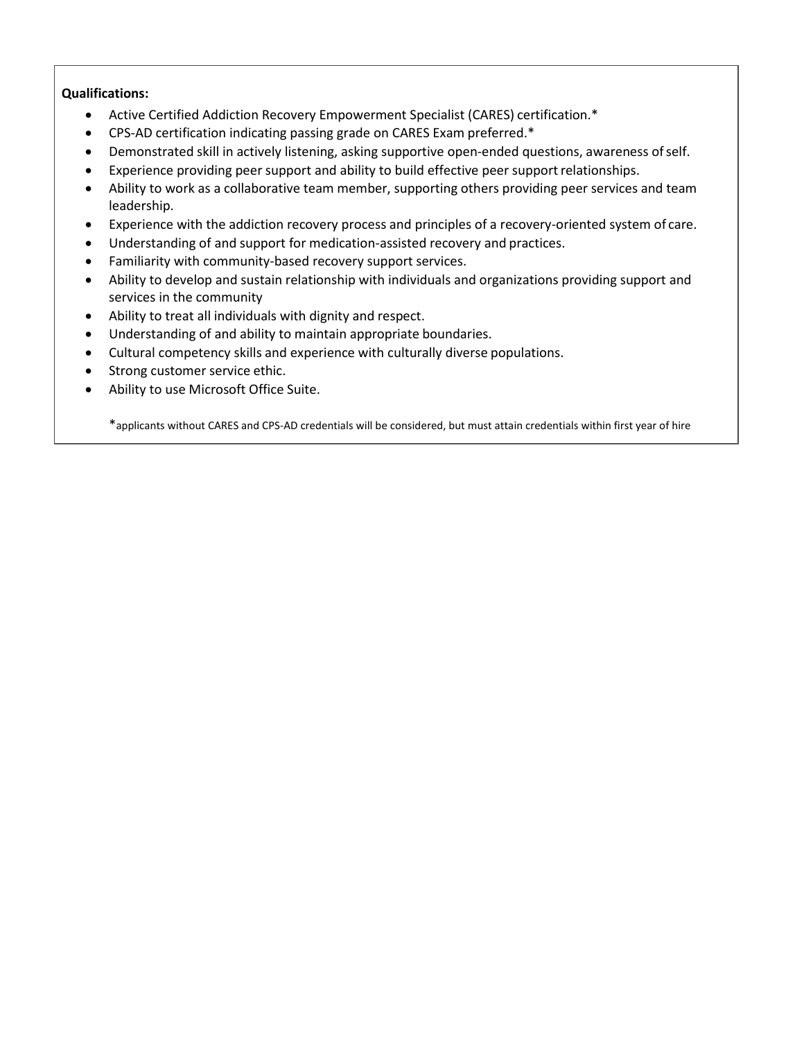**Qualifications:**

- Active Certified Addiction Recovery Empowerment Specialist (CARES) certification.*
- CPS-AD certification indicating passing grade on CARES Exam preferred.*
- Demonstrated skill in actively listening, asking supportive open-ended questions, awareness of self.
- Experience providing peer support and ability to build effective peer support relationships.
- Ability to work as a collaborative team member, supporting others providing peer services and team leadership.
- Experience with the addiction recovery process and principles of a recovery-oriented system of care.
- Understanding of and support for medication-assisted recovery and practices.
- Familiarity with community-based recovery support services.
- Ability to develop and sustain relationship with individuals and organizations providing support and services in the community
- Ability to treat all individuals with dignity and respect.
- Understanding of and ability to maintain appropriate boundaries.
- Cultural competency skills and experience with culturally diverse populations.
- Strong customer service ethic.
- Ability to use Microsoft Office Suite.

*applicants without CARES and CPS-AD credentials will be considered, but must attain credentials within first year of hire